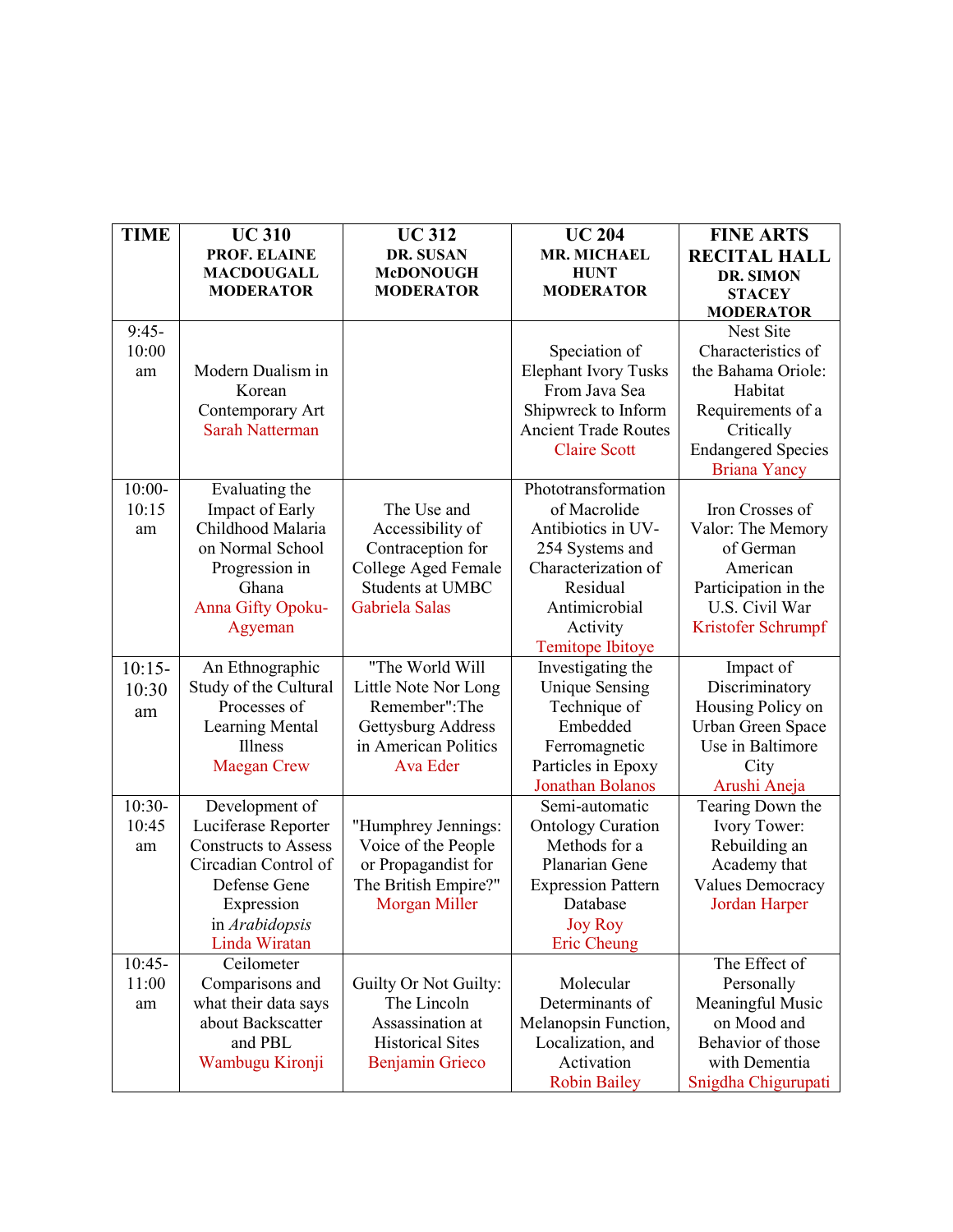| TIME | UC 310<br>PROF. ELAINE MACDOUGALL MODERATOR | UC 312<br>DR. SUSAN McDONOUGH MODERATOR | UC 204<br>MR. MICHAEL HUNT MODERATOR | FINE ARTS RECITAL HALL<br>DR. SIMON STACEY MODERATOR |
|---|---|---|---|---|
| 9:45-10:00 am | Modern Dualism in Korean Contemporary Art<br>Sarah Natterman | | Speciation of Elephant Ivory Tusks From Java Sea Shipwreck to Inform Ancient Trade Routes<br>Claire Scott | Nest Site Characteristics of the Bahama Oriole: Habitat Requirements of a Critically Endangered Species<br>Briana Yancy |
| 10:00-10:15 am | Evaluating the Impact of Early Childhood Malaria on Normal School Progression in Ghana<br>Anna Gifty Opoku-Agyeman | The Use and Accessibility of Contraception for College Aged Female Students at UMBC<br>Gabriela Salas | Phototransformation of Macrolide Antibiotics in UV-254 Systems and Characterization of Residual Antimicrobial Activity<br>Temitope Ibitoye | Iron Crosses of Valor: The Memory of German American Participation in the U.S. Civil War<br>Kristofer Schrumpf |
| 10:15-10:30 am | An Ethnographic Study of the Cultural Processes of Learning Mental Illness<br>Maegan Crew | "The World Will Little Note Nor Long Remember":The Gettysburg Address in American Politics<br>Ava Eder | Investigating the Unique Sensing Technique of Embedded Ferromagnetic Particles in Epoxy<br>Jonathan Bolanos | Impact of Discriminatory Housing Policy on Urban Green Space Use in Baltimore City<br>Arushi Aneja |
| 10:30-10:45 am | Development of Luciferase Reporter Constructs to Assess Circadian Control of Defense Gene Expression in *Arabidopsis*<br>Linda Wiratan | "Humphrey Jennings: Voice of the People or Propagandist for The British Empire?"<br>Morgan Miller | Semi-automatic Ontology Curation Methods for a Planarian Gene Expression Pattern Database<br>Joy Roy<br>Eric Cheung | Tearing Down the Ivory Tower: Rebuilding an Academy that Values Democracy<br>Jordan Harper |
| 10:45-11:00 am | Ceilometer Comparisons and what their data says about Backscatter and PBL<br>Wambugu Kironji | Guilty Or Not Guilty: The Lincoln Assassination at Historical Sites<br>Benjamin Grieco | Molecular Determinants of Melanopsin Function, Localization, and Activation<br>Robin Bailey | The Effect of Personally Meaningful Music on Mood and Behavior of those with Dementia<br>Snigdha Chigurupati |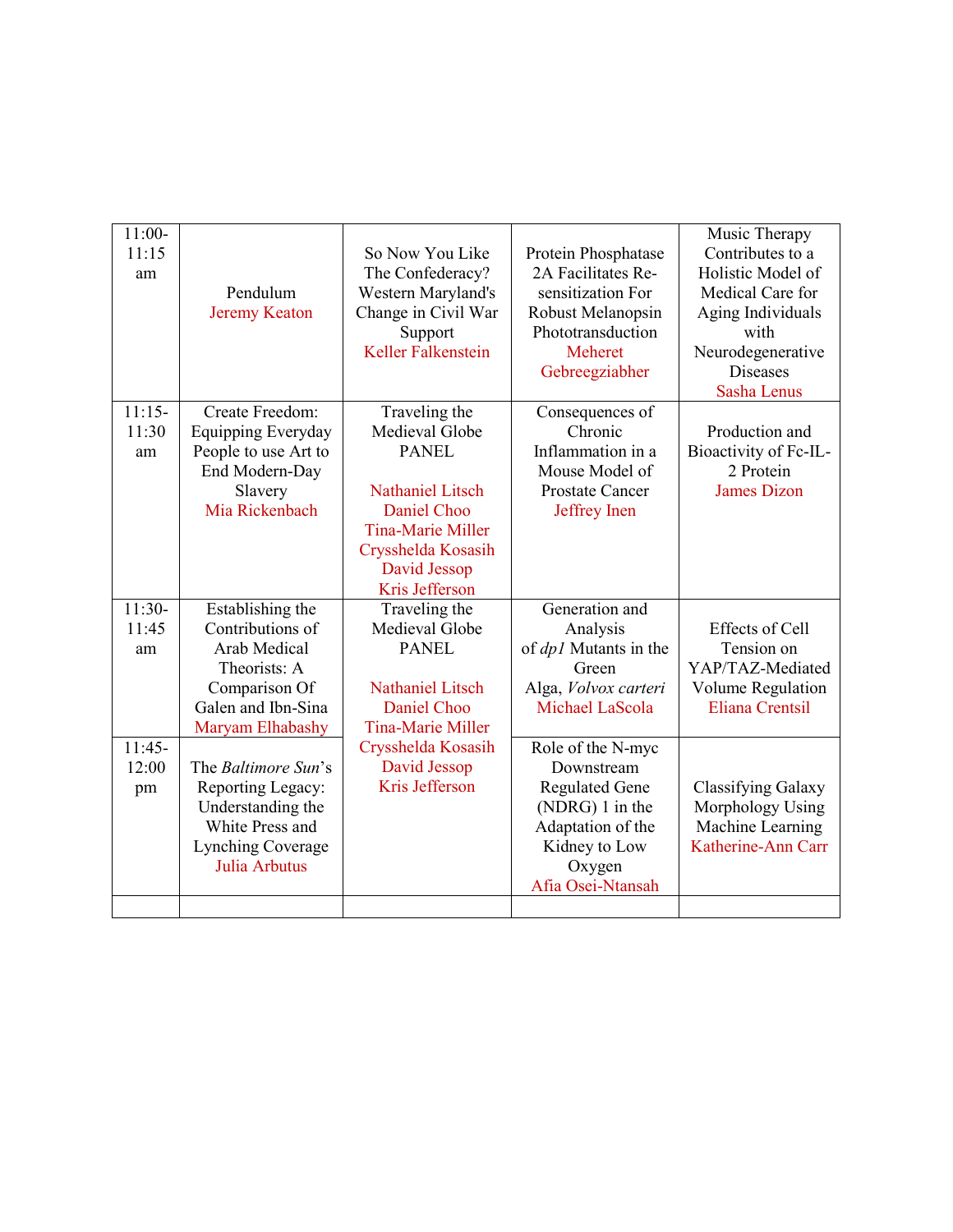| | | | | |
|---|---|---|---|---|
| 11:00-11:15 am | Pendulum<br>Jeremy Keaton | So Now You Like The Confederacy? Western Maryland's Change in Civil War Support<br>Keller Falkenstein | Protein Phosphatase 2A Facilitates Re-sensitization For Robust Melanopsin Phototransduction<br>Meheret Gebreegziabher | Music Therapy Contributes to a Holistic Model of Medical Care for Aging Individuals with Neurodegenerative Diseases<br>Sasha Lenus |
| 11:15-11:30 am | Create Freedom: Equipping Everyday People to use Art to End Modern-Day Slavery<br>Mia Rickenbach | Traveling the Medieval Globe PANEL<br><br>Nathaniel Litsch<br>Daniel Choo<br>Tina-Marie Miller<br>Crysshelda Kosasih<br>David Jessop<br>Kris Jefferson | Consequences of Chronic Inflammation in a Mouse Model of Prostate Cancer<br>Jeffrey Inen | Production and Bioactivity of Fc-IL-2 Protein<br>James Dizon |
| 11:30-11:45 am | Establishing the Contributions of Arab Medical Theorists: A Comparison Of Galen and Ibn-Sina<br>Maryam Elhabashy | Traveling the Medieval Globe PANEL<br><br>Nathaniel Litsch<br>Daniel Choo<br>Tina-Marie Miller<br>Crysshelda Kosasih<br>David Jessop<br>Kris Jefferson | Generation and Analysis of *dp1* Mutants in the Green Alga, *Volvox carteri*<br>Michael LaScola | Effects of Cell Tension on YAP/TAZ-Mediated Volume Regulation<br>Eliana Crentsil |
| 11:45-12:00 pm | The *Baltimore Sun*'s Reporting Legacy: Understanding the White Press and Lynching Coverage<br>Julia Arbutus | | Role of the N-myc Downstream Regulated Gene (NDRG) 1 in the Adaptation of the Kidney to Low Oxygen<br>Afia Osei-Ntansah | Classifying Galaxy Morphology Using Machine Learning<br>Katherine-Ann Carr |
| | | | | |